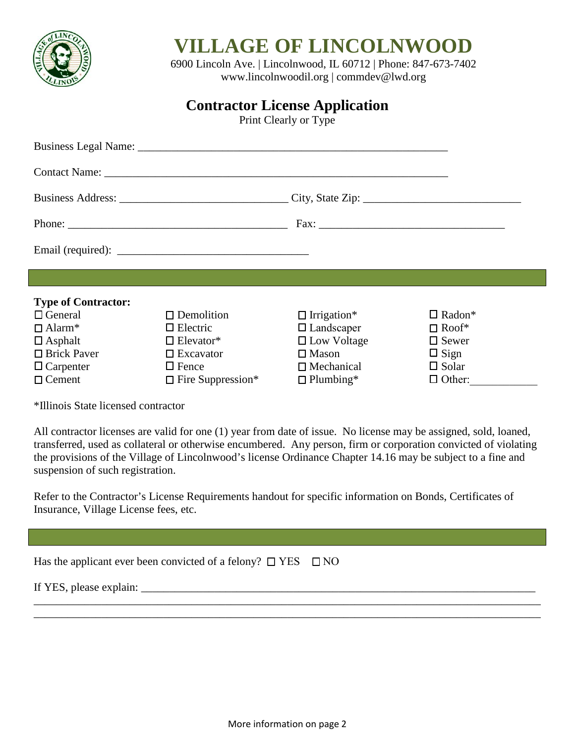# VILLAGE OF LINCOLNWOOD

6900 Lincoln Ave. | Lincolnwood, IL 60712 | Phone: 847-673-7402
www.lincolnwoodil.org | commdev@lwd.org

## Contractor License Application

Print Clearly or Type

Business Legal Name: ________________________________________________________

Contact Name: ______________________________________________________________

Business Address: ______________________________ City, State Zip: ____________________________

Phone: _______________________________________ Fax: _________________________________

Email (required): __________________________________

**Type of Contractor:**

| | | | |
|---|---|---|---|
| ☐ General | ☐ Demolition | ☐ Irrigation* | ☐ Radon* |
| ☐ Alarm* | ☐ Electric | ☐ Landscaper | ☐ Roof* |
| ☐ Asphalt | ☐ Elevator* | ☐ Low Voltage | ☐ Sewer |
| ☐ Brick Paver | ☐ Excavator | ☐ Mason | ☐ Sign |
| ☐ Carpenter | ☐ Fence | ☐ Mechanical | ☐ Solar |
| ☐ Cement | ☐ Fire Suppression* | ☐ Plumbing* | ☐ Other:____________ |

*Illinois State licensed contractor

All contractor licenses are valid for one (1) year from date of issue. No license may be assigned, sold, loaned, transferred, used as collateral or otherwise encumbered. Any person, firm or corporation convicted of violating the provisions of the Village of Lincolnwood's license Ordinance Chapter 14.16 may be subject to a fine and suspension of such registration.

Refer to the Contractor's License Requirements handout for specific information on Bonds, Certificates of Insurance, Village License fees, etc.

Has the applicant ever been convicted of a felony? ☐ YES ☐ NO

If YES, please explain: ___________________________________________________________________________

_____________________________________________________________________________________________

_____________________________________________________________________________________________

More information on page 2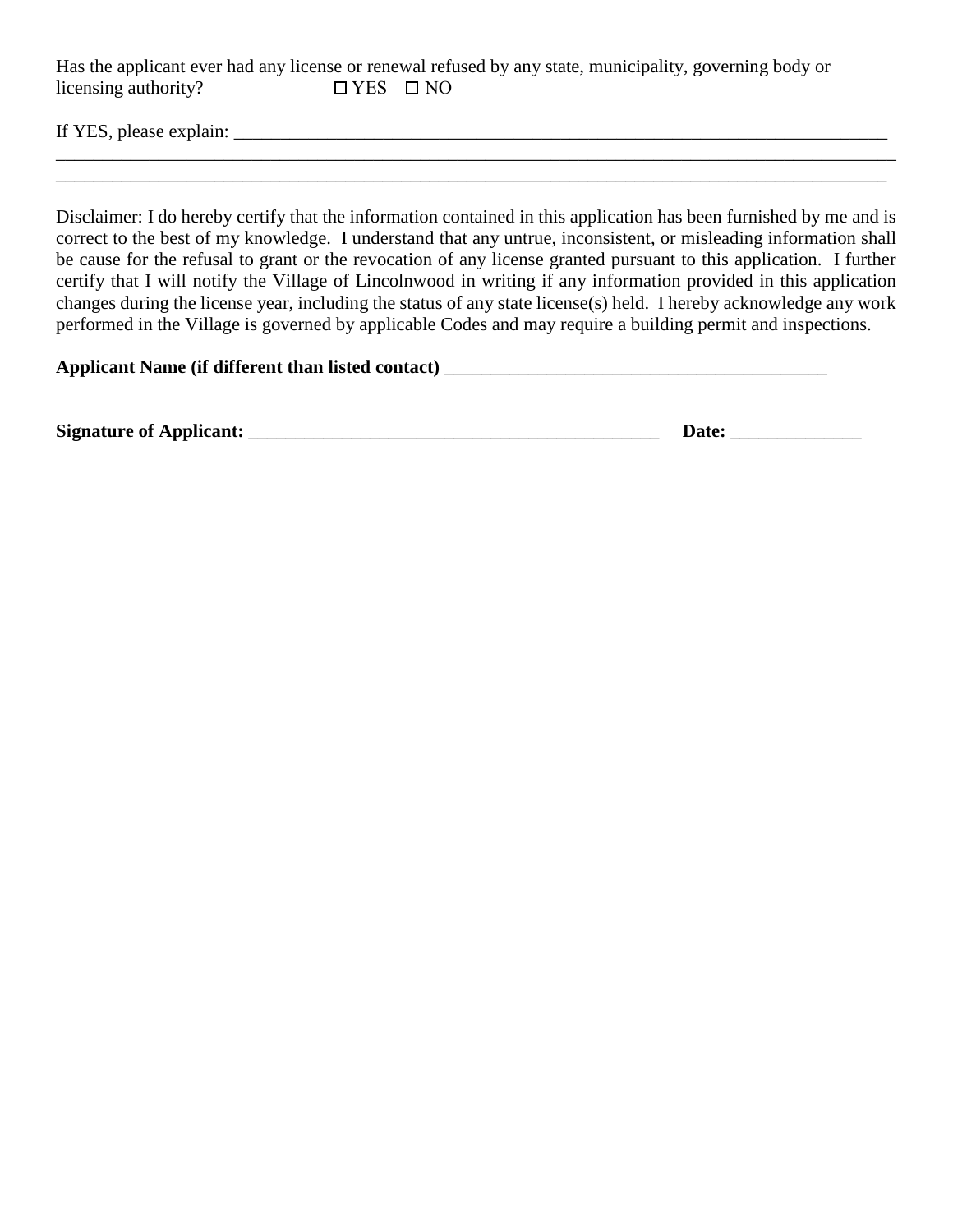Has the applicant ever had any license or renewal refused by any state, municipality, governing body or licensing authority? ☐ YES ☐ NO

If YES, please explain: ___________________________________________________________________________
_____________________________________________________________________________________________
_____________________________________________________________________________________________

Disclaimer: I do hereby certify that the information contained in this application has been furnished by me and is correct to the best of my knowledge. I understand that any untrue, inconsistent, or misleading information shall be cause for the refusal to grant or the revocation of any license granted pursuant to this application. I further certify that I will notify the Village of Lincolnwood in writing if any information provided in this application changes during the license year, including the status of any state license(s) held. I hereby acknowledge any work performed in the Village is governed by applicable Codes and may require a building permit and inspections.

**Applicant Name (if different than listed contact)** __________________________________________

**Signature of Applicant:** ______________________________________________ **Date:** ______________